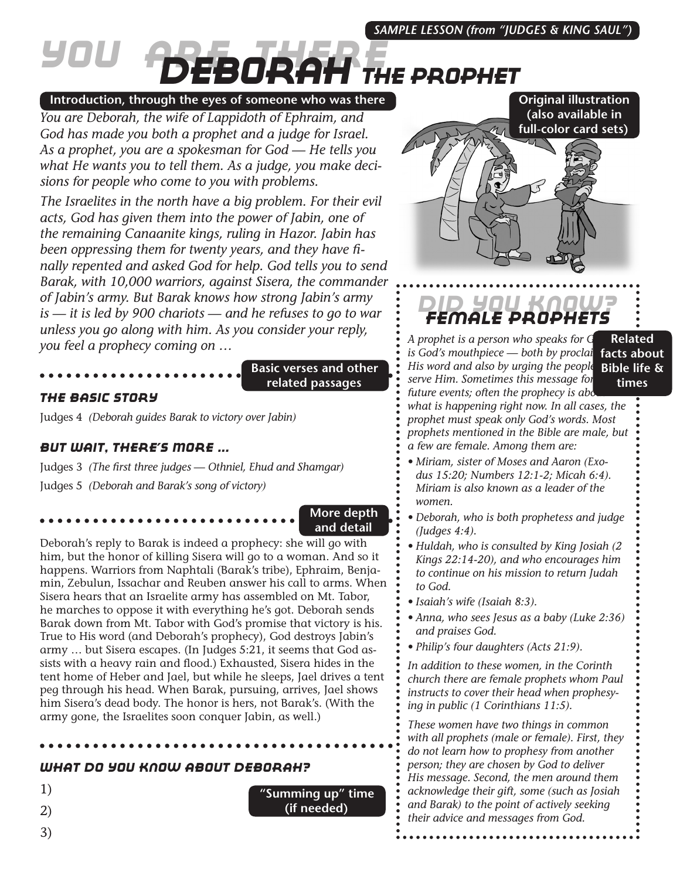SAMPLE LESSON (from "JUDGES & KING SAUL")

# YOU ARE THERE: DEBORAH THE PROPHET

**Introduction, through the eyes of someone who was there**

*You are Deborah, the wife of Lappidoth of Ephraim, and God has made you both a prophet and a judge for Israel. As a prophet, you are a spokesman for God — He tells you what He wants you to tell them. As a judge, you make decisions for people who come to you with problems.*

*The Israelites in the north have a big problem. For their evil acts, God has given them into the power of Jabin, one of the remaining Canaanite kings, ruling in Hazor. Jabin has been oppressing them for twenty years, and they have finally repented and asked God for help. God tells you to send Barak, with 10,000 warriors, against Sisera, the commander of Jabin's army. But Barak knows how strong Jabin's army is — it is led by 900 chariots — and he refuses to go to war unless you go along with him. As you consider your reply, you feel a prophecy coming on …*

**Original illustration (also available in full-color card sets)**

**Basic verses and other related passages**

### THE BASIC STORY

Judges 4 *(Deborah guides Barak to victory over Jabin)*

### BUT WAIT, THERE'S MORE …

Judges 3 *(The first three judges — Othniel, Ehud and Shamgar)*

Judges 5 *(Deborah and Barak's song of victory)*

**More depth and detail**

Deborah's reply to Barak is indeed a prophecy: she will go with him, but the honor of killing Sisera will go to a woman. And so it happens. Warriors from Naphtali (Barak's tribe), Ephraim, Benjamin, Zebulun, Issachar and Reuben answer his call to arms. When Sisera hears that an Israelite army has assembled on Mt. Tabor, he marches to oppose it with everything he's got. Deborah sends Barak down from Mt. Tabor with God's promise that victory is his. True to His word (and Deborah's prophecy), God destroys Jabin's army … but Sisera escapes. (In Judges 5:21, it seems that God assists with a heavy rain and flood.) Exhausted, Sisera hides in the tent home of Heber and Jael, but while he sleeps, Jael drives a tent peg through his head. When Barak, pursuing, arrives, Jael shows him Sisera's dead body. The honor is hers, not Barak's. (With the army gone, the Israelites soon conquer Jabin, as well.)

### WHAT DO YOU KNOW ABOUT DEBORAH?

**"Summing up" time (if needed)**

1)

2)

3)

## DID YOU KNOW? FEMALE PROPHETS

**Related facts about Bible life & times**

*A prophet is a person who speaks for God; he is God's mouthpiece — both by proclaiming His word and also by urging the people to serve Him. Sometimes this message foretells future events; often the prophecy is about what is happening right now. In all cases, the prophet must speak only God's words. Most prophets mentioned in the Bible are male, but a few are female. Among them are:*

- *Miriam, sister of Moses and Aaron (Exodus 15:20; Numbers 12:1-2; Micah 6:4). Miriam is also known as a leader of the women.*
- *Deborah, who is both prophetess and judge (Judges 4:4).*
- *Huldah, who is consulted by King Josiah (2 Kings 22:14-20), and who encourages him to continue on his mission to return Judah to God.*
- *Isaiah's wife (Isaiah 8:3).*
- *Anna, who sees Jesus as a baby (Luke 2:36) and praises God.*
- *Philip's four daughters (Acts 21:9).*

*In addition to these women, in the Corinth church there are female prophets whom Paul instructs to cover their head when prophesying in public (1 Corinthians 11:5).*

*These women have two things in common with all prophets (male or female). First, they do not learn how to prophesy from another person; they are chosen by God to deliver His message. Second, the men around them acknowledge their gift, some (such as Josiah and Barak) to the point of actively seeking their advice and messages from God.*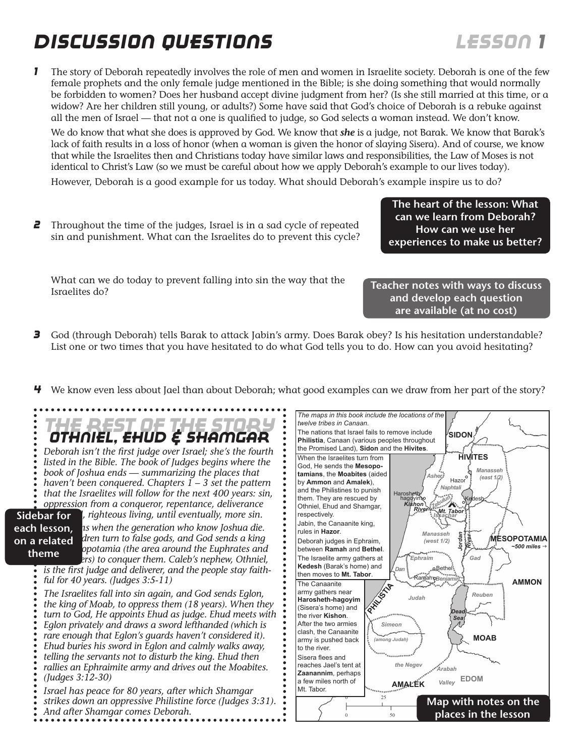# DISCUSSION QUESTIONS

## LESSON 1

**1** The story of Deborah repeatedly involves the role of men and women in Israelite society. Deborah is one of the few female prophets and the only female judge mentioned in the Bible; is she doing something that would normally be forbidden to women? Does her husband accept divine judgment from her? (Is she still married at this time, or a widow? Are her children still young, or adults?) Some have said that God's choice of Deborah is a rebuke against all the men of Israel — that not a one is qualified to judge, so God selects a woman instead. We don't know.

We do know that what she does is approved by God. We know that ***she*** is a judge, not Barak. We know that Barak's lack of faith results in a loss of honor (when a woman is given the honor of slaying Sisera). And of course, we know that while the Israelites then and Christians today have similar laws and responsibilities, the Law of Moses is not identical to Christ's Law (so we must be careful about how we apply Deborah's example to our lives today).

However, Deborah is a good example for us today. What should Deborah's example inspire us to do?

**The heart of the lesson: What can we learn from Deborah? How can we use her experiences to make us better?**

**2** Throughout the time of the judges, Israel is in a sad cycle of repeated sin and punishment. What can the Israelites do to prevent this cycle?

What can we do today to prevent falling into sin the way that the Israelites do?

**Teacher notes with ways to discuss and develop each question are available (at no cost)**

**3** God (through Deborah) tells Barak to attack Jabin's army. Does Barak obey? Is his hesitation understandable? List one or two times that you have hesitated to do what God tells you to do. How can you avoid hesitating?

**4** We know even less about Jael than about Deborah; what good examples can we draw from her part of the story?

### THE REST OF THE STORY
### OTHNIEL, EHUD & SHAMGAR

**Sidebar for each lesson, on a related theme**

*Deborah isn't the first judge over Israel; she's the fourth listed in the Bible. The book of Judges begins where the book of Joshua ends — summarizing the places that haven't been conquered. Chapters 1 – 3 set the pattern that the Israelites will follow for the next 400 years: sin, oppression from a conqueror, repentance, deliverance ..., righteous living, until eventually, more sin.*

*...ns when the generation who know Joshua die. ...dren turn to false gods, and God sends a king ...opotamia (the area around the Euphrates and ...ers) to conquer them. Caleb's nephew, Othniel, is the first judge and deliverer, and the people stay faithful for 40 years. (Judges 3:5-11)*

*The Israelites fall into sin again, and God sends Eglon, the king of Moab, to oppress them (18 years). When they turn to God, He appoints Ehud as judge. Ehud meets with Eglon privately and draws a sword lefthanded (which is rare enough that Eglon's guards haven't considered it). Ehud buries his sword in Eglon and calmly walks away, telling the servants not to disturb the king. Ehud then rallies an Ephraimite army and drives out the Moabites. (Judges 3:12-30)*

*Israel has peace for 80 years, after which Shamgar strikes down an oppressive Philistine force (Judges 3:31). And after Shamgar comes Deborah.*

*The maps in this book include the locations of the twelve tribes in Canaan.*

The nations that Israel fails to remove include **Philistia**, Canaan (various peoples throughout the Promised Land), **Sidon** and the **Hivites**.

When the Israelites turn from God, He sends the **Mesopotamians**, the **Moabites** (aided by **Ammon** and **Amalek**), and the Philistines to punish them. They are rescued by Othniel, Ehud and Shamgar, respectively.

Jabin, the Canaanite king, rules in **Hazor**.

Deborah judges in Ephraim, between **Ramah** and **Bethel**.

The Israelite army gathers at **Kedesh** (Barak's home) and then moves to **Mt. Tabor**.

The Canaanite army gathers near **Harosheth-hagoyim** (Sisera's home) and the river **Kishon**.

After the two armies clash, the Canaanite army is pushed back to the river.

Sisera flees and reaches Jael's tent at **Zaanannim**, perhaps a few miles north of Mt. Tabor.

SIDON
HIVITES
Manasseh (east 1/2)
Asher
Hazor
Naphtali
Harosheth-hagoyim
Kedesh
Kishon River
Zebulun
Mt. Tabor
Issachar
Manasseh (west 1/2)
Jordan River
MESOPOTAMIA ~500 miles →
Ephraim
Gad
Dan
Bethel
Ramah
Benjamin
AMMON
PHILISTIA
Judah
Reuben
Dead Sea
Simeon (among Judah)
MOAB
the Negev
Arabah Valley
EDOM
AMALEK
0 25
0 50

**Map with notes on the places in the lesson**